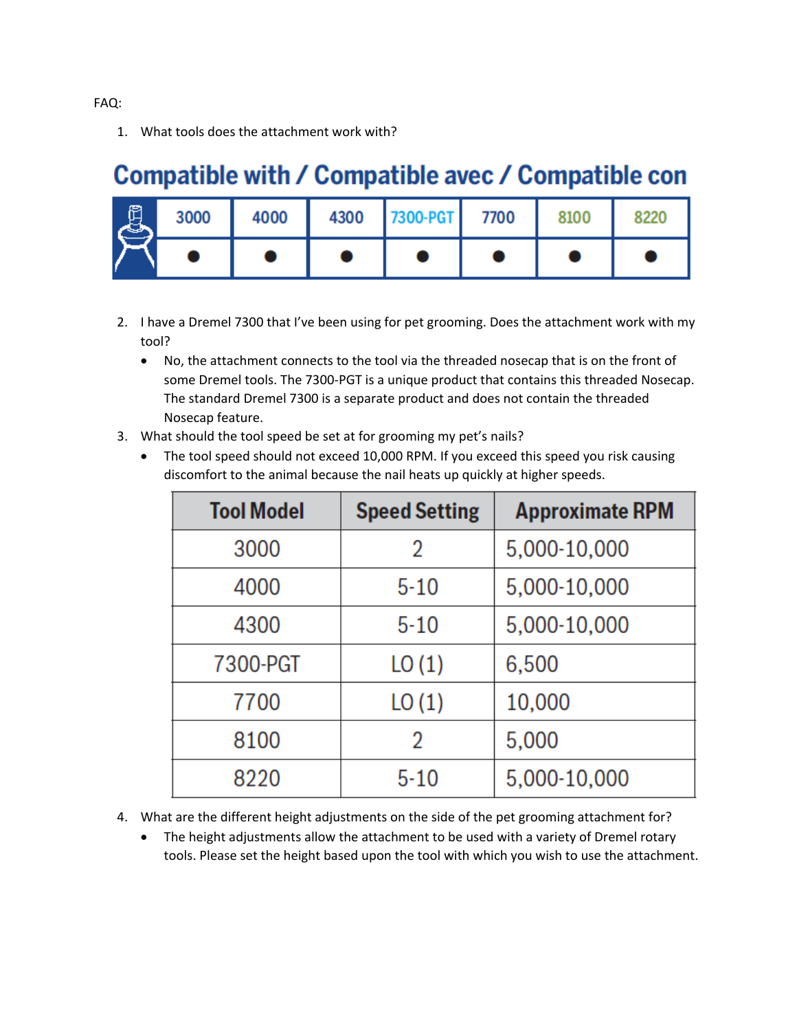FAQ:

1. What tools does the attachment work with?

## Compatible with / Compatible avec / Compatible con

| | 3000 | 4000 | 4300 | 7300-PGT | 7700 | 8100 | 8220 |
|---|---|---|---|---|---|---|---|
| | ● | ● | ● | ● | ● | ● | ● |

2. I have a Dremel 7300 that I've been using for pet grooming. Does the attachment work with my tool?
   - No, the attachment connects to the tool via the threaded nosecap that is on the front of some Dremel tools. The 7300-PGT is a unique product that contains this threaded Nosecap. The standard Dremel 7300 is a separate product and does not contain the threaded Nosecap feature.
3. What should the tool speed be set at for grooming my pet's nails?
   - The tool speed should not exceed 10,000 RPM. If you exceed this speed you risk causing discomfort to the animal because the nail heats up quickly at higher speeds.

| Tool Model | Speed Setting | Approximate RPM |
|---|---|---|
| 3000 | 2 | 5,000-10,000 |
| 4000 | 5-10 | 5,000-10,000 |
| 4300 | 5-10 | 5,000-10,000 |
| 7300-PGT | LO (1) | 6,500 |
| 7700 | LO (1) | 10,000 |
| 8100 | 2 | 5,000 |
| 8220 | 5-10 | 5,000-10,000 |

4. What are the different height adjustments on the side of the pet grooming attachment for?
   - The height adjustments allow the attachment to be used with a variety of Dremel rotary tools. Please set the height based upon the tool with which you wish to use the attachment.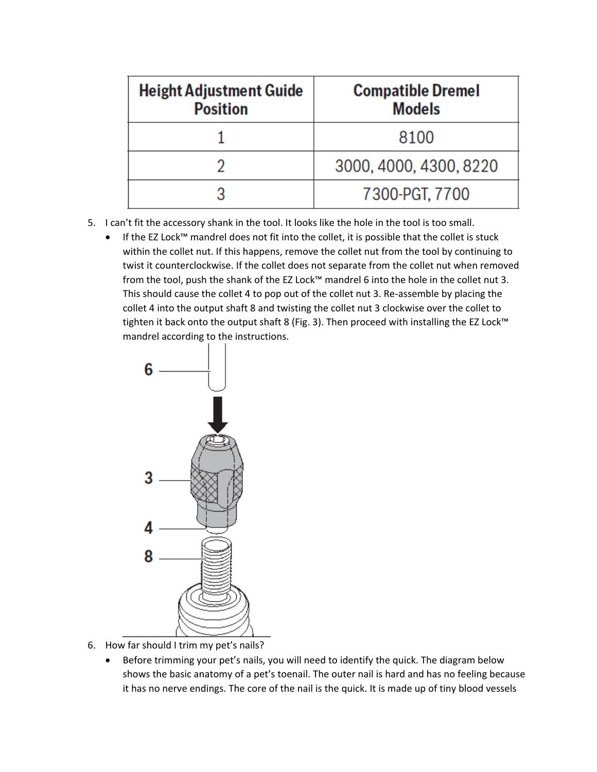| Height Adjustment Guide Position | Compatible Dremel Models |
| --- | --- |
| 1 | 8100 |
| 2 | 3000, 4000, 4300, 8220 |
| 3 | 7300-PGT, 7700 |

5. I can't fit the accessory shank in the tool. It looks like the hole in the tool is too small.
   - If the EZ Lock™ mandrel does not fit into the collet, it is possible that the collet is stuck within the collet nut. If this happens, remove the collet nut from the tool by continuing to twist it counterclockwise. If the collet does not separate from the collet nut when removed from the tool, push the shank of the EZ Lock™ mandrel 6 into the hole in the collet nut 3. This should cause the collet 4 to pop out of the collet nut 3. Re-assemble by placing the collet 4 into the output shaft 8 and twisting the collet nut 3 clockwise over the collet to tighten it back onto the output shaft 8 (Fig. 3). Then proceed with installing the EZ Lock™ mandrel according to the instructions.

6. How far should I trim my pet's nails?
   - Before trimming your pet's nails, you will need to identify the quick. The diagram below shows the basic anatomy of a pet's toenail. The outer nail is hard and has no feeling because it has no nerve endings. The core of the nail is the quick. It is made up of tiny blood vessels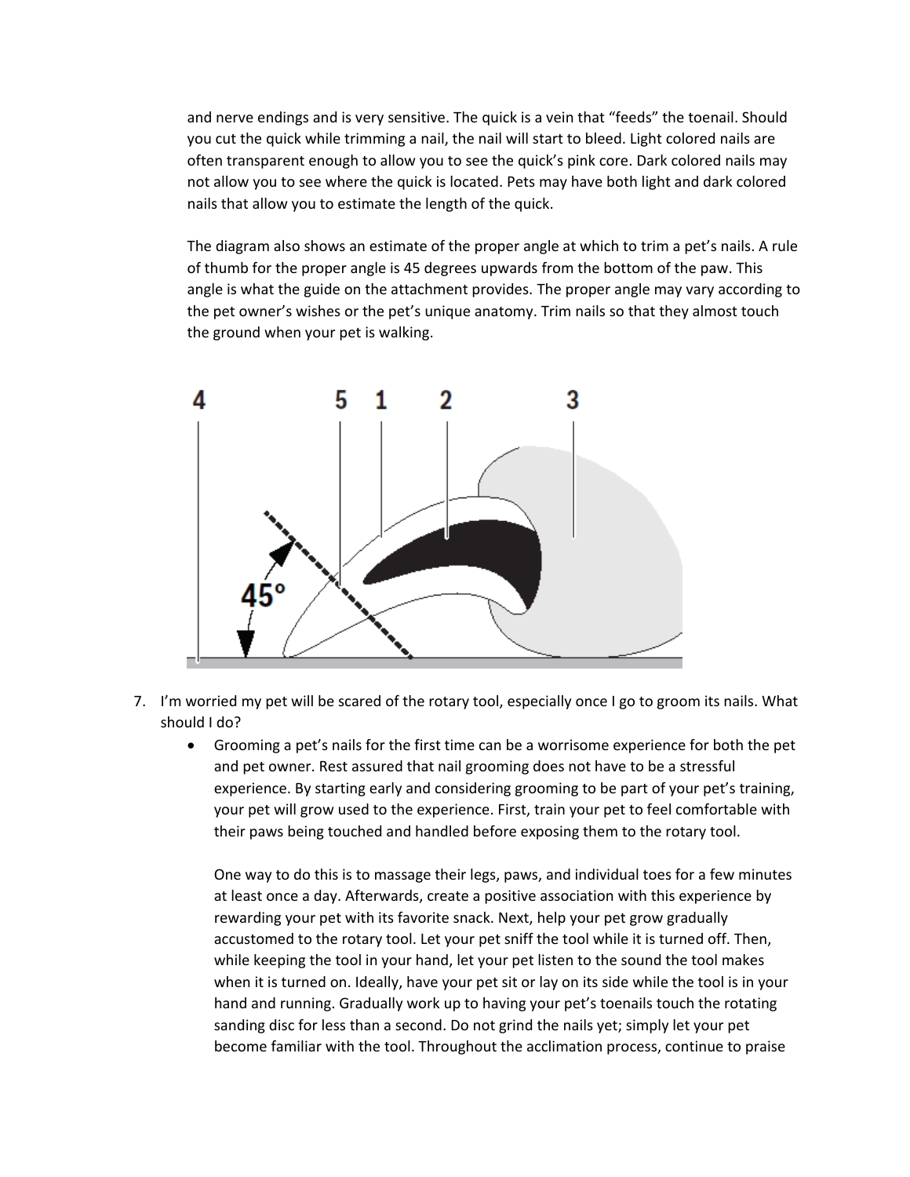and nerve endings and is very sensitive. The quick is a vein that "feeds" the toenail. Should you cut the quick while trimming a nail, the nail will start to bleed. Light colored nails are often transparent enough to allow you to see the quick's pink core. Dark colored nails may not allow you to see where the quick is located. Pets may have both light and dark colored nails that allow you to estimate the length of the quick.

The diagram also shows an estimate of the proper angle at which to trim a pet's nails. A rule of thumb for the proper angle is 45 degrees upwards from the bottom of the paw. This angle is what the guide on the attachment provides. The proper angle may vary according to the pet owner's wishes or the pet's unique anatomy. Trim nails so that they almost touch the ground when your pet is walking.

7. I'm worried my pet will be scared of the rotary tool, especially once I go to groom its nails. What should I do?
   - Grooming a pet's nails for the first time can be a worrisome experience for both the pet and pet owner. Rest assured that nail grooming does not have to be a stressful experience. By starting early and considering grooming to be part of your pet's training, your pet will grow used to the experience. First, train your pet to feel comfortable with their paws being touched and handled before exposing them to the rotary tool.

     One way to do this is to massage their legs, paws, and individual toes for a few minutes at least once a day. Afterwards, create a positive association with this experience by rewarding your pet with its favorite snack. Next, help your pet grow gradually accustomed to the rotary tool. Let your pet sniff the tool while it is turned off. Then, while keeping the tool in your hand, let your pet listen to the sound the tool makes when it is turned on. Ideally, have your pet sit or lay on its side while the tool is in your hand and running. Gradually work up to having your pet's toenails touch the rotating sanding disc for less than a second. Do not grind the nails yet; simply let your pet become familiar with the tool. Throughout the acclimation process, continue to praise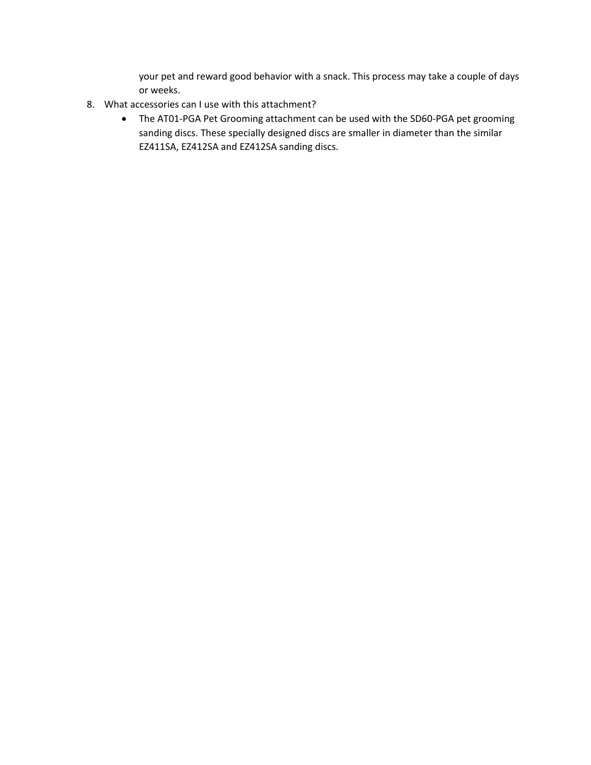your pet and reward good behavior with a snack. This process may take a couple of days or weeks.

8. What accessories can I use with this attachment?
   - The AT01-PGA Pet Grooming attachment can be used with the SD60-PGA pet grooming sanding discs. These specially designed discs are smaller in diameter than the similar EZ411SA, EZ412SA and EZ412SA sanding discs.